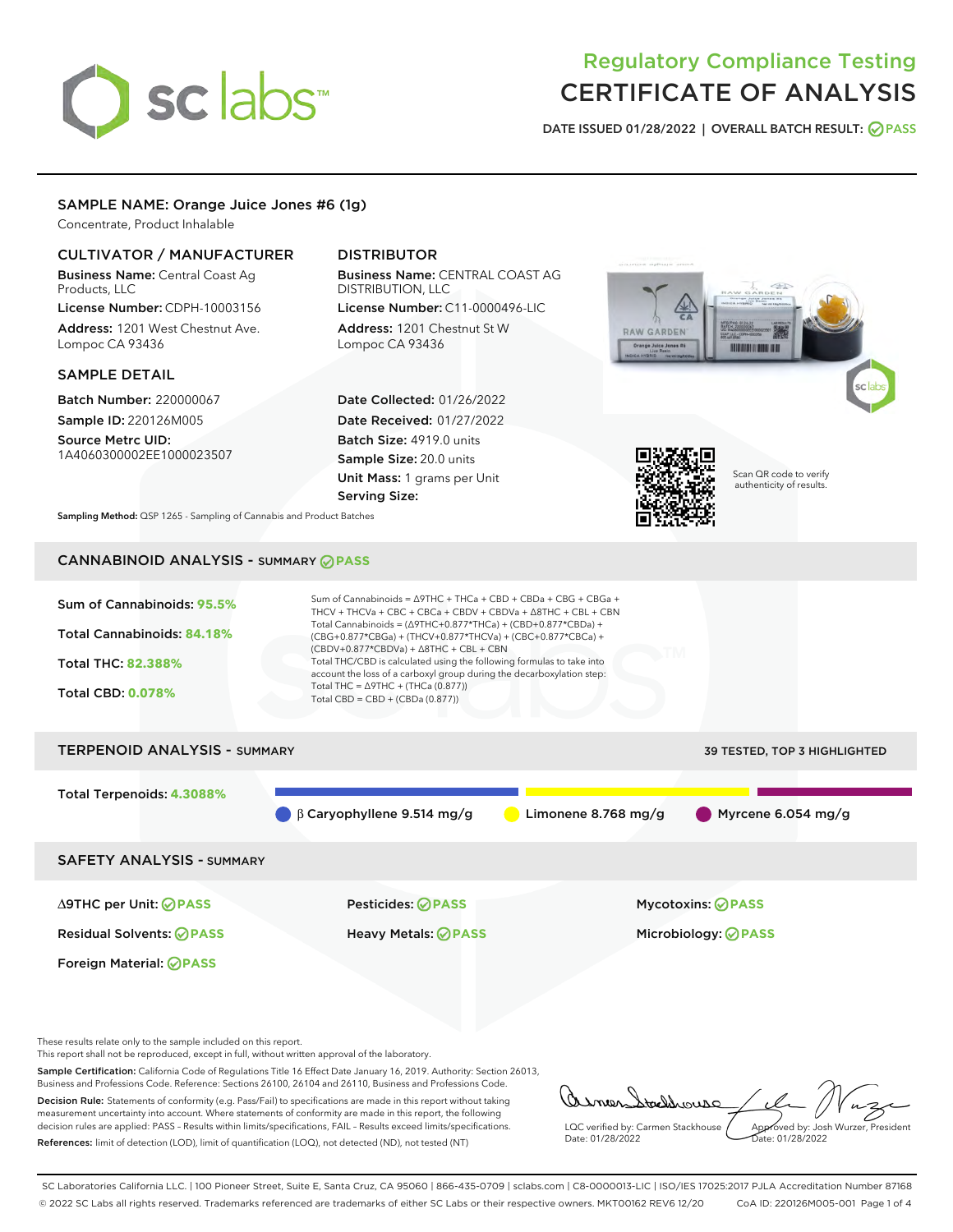# Regulatory Compliance Testing
# CERTIFICATE OF ANALYSIS

**DATE ISSUED 01/28/2022 | OVERALL BATCH RESULT: PASS**

## SAMPLE NAME: Orange Juice Jones #6 (1g)

Concentrate, Product Inhalable

### CULTIVATOR / MANUFACTURER

**Business Name:** Central Coast Ag Products, LLC
**License Number:** CDPH-10003156
**Address:** 1201 West Chestnut Ave. Lompoc CA 93436

### DISTRIBUTOR

**Business Name:** CENTRAL COAST AG DISTRIBUTION, LLC
**License Number:** C11-0000496-LIC
**Address:** 1201 Chestnut St W Lompoc CA 93436

### SAMPLE DETAIL

**Batch Number:** 220000067
**Sample ID:** 220126M005
**Source Metrc UID:** 1A4060300002EE1000023507

**Date Collected:** 01/26/2022
**Date Received:** 01/27/2022
**Batch Size:** 4919.0 units
**Sample Size:** 20.0 units
**Unit Mass:** 1 grams per Unit
**Serving Size:**

Scan QR code to verify authenticity of results.

**Sampling Method:** QSP 1265 - Sampling of Cannabis and Product Batches

## CANNABINOID ANALYSIS - SUMMARY PASS

**Sum of Cannabinoids:** 95.5%
**Total Cannabinoids:** 84.18%
**Total THC:** 82.388%
**Total CBD:** 0.078%

Sum of Cannabinoids = Δ9THC + THCa + CBD + CBDa + CBG + CBGa + THCV + THCVa + CBC + CBCa + CBDV + CBDVa + Δ8THC + CBL + CBN
Total Cannabinoids = (Δ9THC+0.877*THCa) + (CBD+0.877*CBDa) + (CBG+0.877*CBGa) + (THCV+0.877*THCVa) + (CBC+0.877*CBCa) + (CBDV+0.877*CBDVa) + Δ8THC + CBL + CBN
Total THC/CBD is calculated using the following formulas to take into account the loss of a carboxyl group during the decarboxylation step:
Total THC = Δ9THC + (THCa (0.877))
Total CBD = CBD + (CBDa (0.877))

## TERPENOID ANALYSIS - SUMMARY

39 TESTED, TOP 3 HIGHLIGHTED

**Total Terpenoids:** 4.3088%

β Caryophyllene 9.514 mg/g
Limonene 8.768 mg/g
Myrcene 6.054 mg/g

## SAFETY ANALYSIS - SUMMARY

Δ9THC per Unit: PASS
Pesticides: PASS
Mycotoxins: PASS
Residual Solvents: PASS
Heavy Metals: PASS
Microbiology: PASS
Foreign Material: PASS

These results relate only to the sample included on this report.
This report shall not be reproduced, except in full, without written approval of the laboratory.

**Sample Certification:** California Code of Regulations Title 16 Effect Date January 16, 2019. Authority: Section 26013, Business and Professions Code. Reference: Sections 26100, 26104 and 26110, Business and Professions Code.

**Decision Rule:** Statements of conformity (e.g. Pass/Fail) to specifications are made in this report without taking measurement uncertainty into account. Where statements of conformity are made in this report, the following decision rules are applied: PASS – Results within limits/specifications, FAIL – Results exceed limits/specifications.

**References:** limit of detection (LOD), limit of quantification (LOQ), not detected (ND), not tested (NT)

LQC verified by: Carmen Stackhouse
Date: 01/28/2022

Approved by: Josh Wurzer, President
Date: 01/28/2022

SC Laboratories California LLC. | 100 Pioneer Street, Suite E, Santa Cruz, CA 95060 | 866-435-0709 | sclabs.com | C8-0000013-LIC | ISO/IES 17025:2017 PJLA Accreditation Number 87168
© 2022 SC Labs all rights reserved. Trademarks referenced are trademarks of either SC Labs or their respective owners. MKT00162 REV6 12/20 CoA ID: 220126M005-001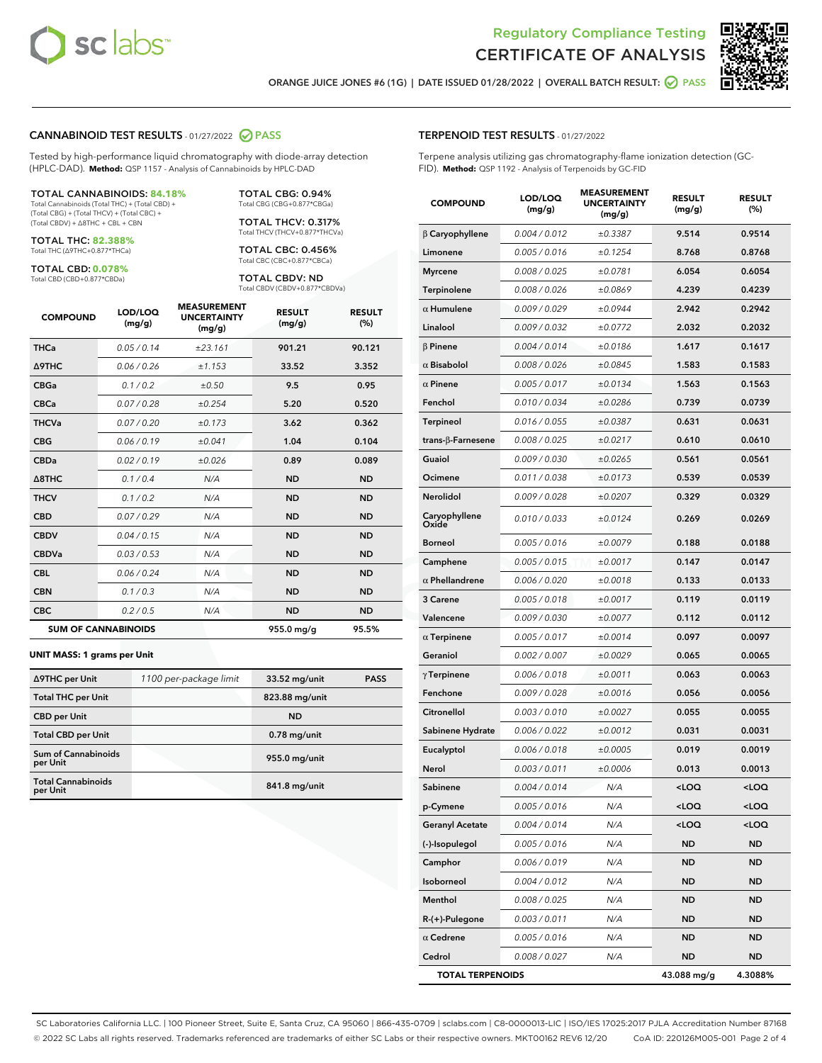Regulatory Compliance Testing
# CERTIFICATE OF ANALYSIS

ORANGE JUICE JONES #6 (1G) | DATE ISSUED 01/28/2022 | OVERALL BATCH RESULT: PASS

## CANNABINOID TEST RESULTS - 01/27/2022 PASS

Tested by high-performance liquid chromatography with diode-array detection (HPLC-DAD). **Method:** QSP 1157 - Analysis of Cannabinoids by HPLC-DAD

**TOTAL CANNABINOIDS: 84.18%**
Total Cannabinoids (Total THC) + (Total CBD) + (Total CBG) + (Total THCV) + (Total CBC) + (Total CBDV) + Δ8THC + CBL + CBN

**TOTAL THC: 82.388%**
Total THC (Δ9THC+0.877*THCa)

**TOTAL CBD: 0.078%**
Total CBD (CBD+0.877*CBDa)

**TOTAL CBG: 0.94%**
Total CBG (CBG+0.877*CBGa)

**TOTAL THCV: 0.317%**
Total THCV (THCV+0.877*THCVa)

**TOTAL CBC: 0.456%**
Total CBC (CBC+0.877*CBCa)

**TOTAL CBDV: ND**
Total CBDV (CBDV+0.877*CBDVa)

| COMPOUND | LOD/LOQ (mg/g) | MEASUREMENT UNCERTAINTY (mg/g) | RESULT (mg/g) | RESULT (%) |
|---|---|---|---|---|
| THCa | 0.05 / 0.14 | ±23.161 | 901.21 | 90.121 |
| Δ9THC | 0.06 / 0.26 | ±1.153 | 33.52 | 3.352 |
| CBGa | 0.1 / 0.2 | ±0.50 | 9.5 | 0.95 |
| CBCa | 0.07 / 0.28 | ±0.254 | 5.20 | 0.520 |
| THCVa | 0.07 / 0.20 | ±0.173 | 3.62 | 0.362 |
| CBG | 0.06 / 0.19 | ±0.041 | 1.04 | 0.104 |
| CBDa | 0.02 / 0.19 | ±0.026 | 0.89 | 0.089 |
| Δ8THC | 0.1 / 0.4 | N/A | ND | ND |
| THCV | 0.1 / 0.2 | N/A | ND | ND |
| CBD | 0.07 / 0.29 | N/A | ND | ND |
| CBDV | 0.04 / 0.15 | N/A | ND | ND |
| CBDVa | 0.03 / 0.53 | N/A | ND | ND |
| CBL | 0.06 / 0.24 | N/A | ND | ND |
| CBN | 0.1 / 0.3 | N/A | ND | ND |
| CBC | 0.2 / 0.5 | N/A | ND | ND |
| **SUM OF CANNABINOIDS** | | | 955.0 mg/g | 95.5% |

**UNIT MASS: 1 grams per Unit**

| | | | |
|---|---|---|---|
| Δ9THC per Unit | 1100 per-package limit | 33.52 mg/unit | PASS |
| Total THC per Unit | | 823.88 mg/unit | |
| CBD per Unit | | ND | |
| Total CBD per Unit | | 0.78 mg/unit | |
| Sum of Cannabinoids per Unit | | 955.0 mg/unit | |
| Total Cannabinoids per Unit | | 841.8 mg/unit | |

## TERPENOID TEST RESULTS - 01/27/2022

Terpene analysis utilizing gas chromatography-flame ionization detection (GC-FID). **Method:** QSP 1192 - Analysis of Terpenoids by GC-FID

| COMPOUND | LOD/LOQ (mg/g) | MEASUREMENT UNCERTAINTY (mg/g) | RESULT (mg/g) | RESULT (%) |
|---|---|---|---|---|
| β Caryophyllene | 0.004 / 0.012 | ±0.3387 | 9.514 | 0.9514 |
| Limonene | 0.005 / 0.016 | ±0.1254 | 8.768 | 0.8768 |
| Myrcene | 0.008 / 0.025 | ±0.0781 | 6.054 | 0.6054 |
| Terpinolene | 0.008 / 0.026 | ±0.0869 | 4.239 | 0.4239 |
| α Humulene | 0.009 / 0.029 | ±0.0944 | 2.942 | 0.2942 |
| Linalool | 0.009 / 0.032 | ±0.0772 | 2.032 | 0.2032 |
| β Pinene | 0.004 / 0.014 | ±0.0186 | 1.617 | 0.1617 |
| α Bisabolol | 0.008 / 0.026 | ±0.0845 | 1.583 | 0.1583 |
| α Pinene | 0.005 / 0.017 | ±0.0134 | 1.563 | 0.1563 |
| Fenchol | 0.010 / 0.034 | ±0.0286 | 0.739 | 0.0739 |
| Terpineol | 0.016 / 0.055 | ±0.0387 | 0.631 | 0.0631 |
| trans-β-Farnesene | 0.008 / 0.025 | ±0.0217 | 0.610 | 0.0610 |
| Guaiol | 0.009 / 0.030 | ±0.0265 | 0.561 | 0.0561 |
| Ocimene | 0.011 / 0.038 | ±0.0173 | 0.539 | 0.0539 |
| Nerolidol | 0.009 / 0.028 | ±0.0207 | 0.329 | 0.0329 |
| Caryophyllene Oxide | 0.010 / 0.033 | ±0.0124 | 0.269 | 0.0269 |
| Borneol | 0.005 / 0.016 | ±0.0079 | 0.188 | 0.0188 |
| Camphene | 0.005 / 0.015 | ±0.0017 | 0.147 | 0.0147 |
| α Phellandrene | 0.006 / 0.020 | ±0.0018 | 0.133 | 0.0133 |
| 3 Carene | 0.005 / 0.018 | ±0.0017 | 0.119 | 0.0119 |
| Valencene | 0.009 / 0.030 | ±0.0077 | 0.112 | 0.0112 |
| α Terpinene | 0.005 / 0.017 | ±0.0014 | 0.097 | 0.0097 |
| Geraniol | 0.002 / 0.007 | ±0.0029 | 0.065 | 0.0065 |
| γ Terpinene | 0.006 / 0.018 | ±0.0011 | 0.063 | 0.0063 |
| Fenchone | 0.009 / 0.028 | ±0.0016 | 0.056 | 0.0056 |
| Citronellol | 0.003 / 0.010 | ±0.0027 | 0.055 | 0.0055 |
| Sabinene Hydrate | 0.006 / 0.022 | ±0.0012 | 0.031 | 0.0031 |
| Eucalyptol | 0.006 / 0.018 | ±0.0005 | 0.019 | 0.0019 |
| Nerol | 0.003 / 0.011 | ±0.0006 | 0.013 | 0.0013 |
| Sabinene | 0.004 / 0.014 | N/A | <LOQ | <LOQ |
| p-Cymene | 0.005 / 0.016 | N/A | <LOQ | <LOQ |
| Geranyl Acetate | 0.004 / 0.014 | N/A | <LOQ | <LOQ |
| (-)-Isopulegol | 0.005 / 0.016 | N/A | ND | ND |
| Camphor | 0.006 / 0.019 | N/A | ND | ND |
| Isoborneol | 0.004 / 0.012 | N/A | ND | ND |
| Menthol | 0.008 / 0.025 | N/A | ND | ND |
| R-(+)-Pulegone | 0.003 / 0.011 | N/A | ND | ND |
| α Cedrene | 0.005 / 0.016 | N/A | ND | ND |
| Cedrol | 0.008 / 0.027 | N/A | ND | ND |
| **TOTAL TERPENOIDS** | | | 43.088 mg/g | 4.3088% |

SC Laboratories California LLC. | 100 Pioneer Street, Suite E, Santa Cruz, CA 95060 | 866-435-0709 | sclabs.com | C8-0000013-LIC | ISO/IES 17025:2017 PJLA Accreditation Number 87168
© 2022 SC Labs all rights reserved. Trademarks referenced are trademarks of either SC Labs or their respective owners. MKT00162 REV6 12/20 CoA ID: 220126M005-001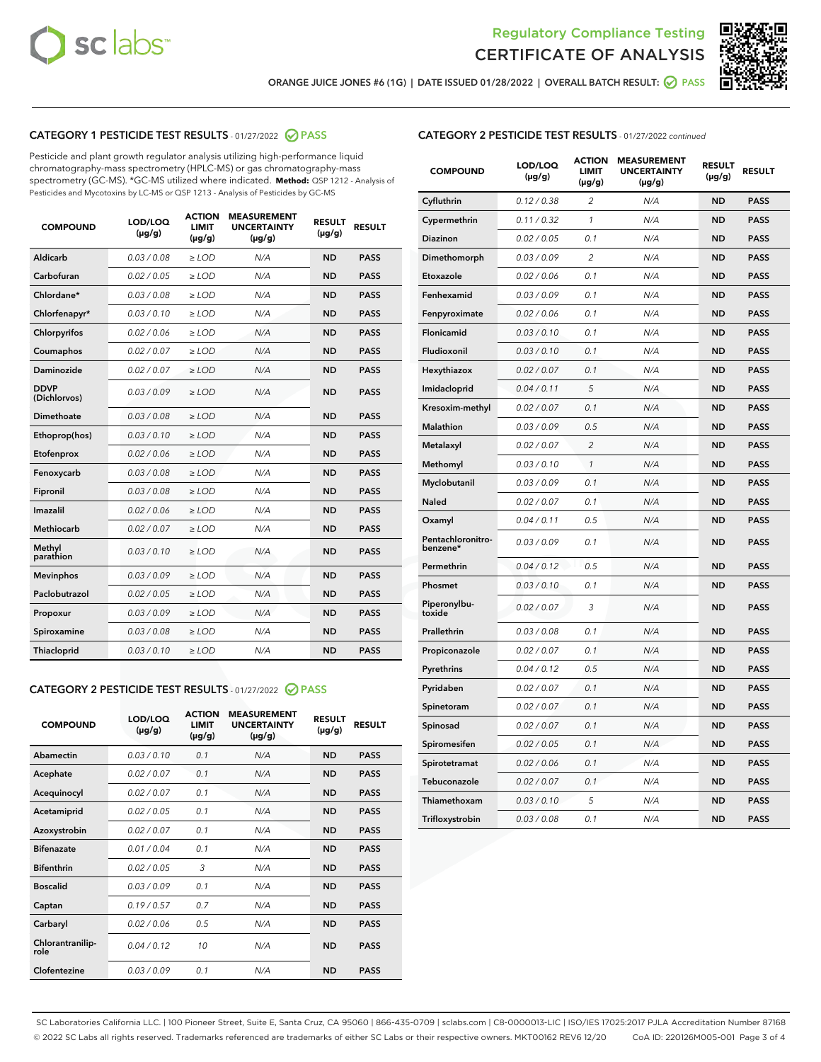Regulatory Compliance Testing
CERTIFICATE OF ANALYSIS

ORANGE JUICE JONES #6 (1G) | DATE ISSUED 01/28/2022 | OVERALL BATCH RESULT: PASS

## CATEGORY 1 PESTICIDE TEST RESULTS - 01/27/2022 PASS

Pesticide and plant growth regulator analysis utilizing high-performance liquid chromatography-mass spectrometry (HPLC-MS) or gas chromatography-mass spectrometry (GC-MS). *GC-MS utilized where indicated. **Method:** QSP 1212 - Analysis of Pesticides and Mycotoxins by LC-MS or QSP 1213 - Analysis of Pesticides by GC-MS

| COMPOUND | LOD/LOQ (µg/g) | ACTION LIMIT (µg/g) | MEASUREMENT UNCERTAINTY (µg/g) | RESULT (µg/g) | RESULT |
|---|---|---|---|---|---|
| Aldicarb | 0.03 / 0.08 | ≥ LOD | N/A | ND | PASS |
| Carbofuran | 0.02 / 0.05 | ≥ LOD | N/A | ND | PASS |
| Chlordane* | 0.03 / 0.08 | ≥ LOD | N/A | ND | PASS |
| Chlorfenapyr* | 0.03 / 0.10 | ≥ LOD | N/A | ND | PASS |
| Chlorpyrifos | 0.02 / 0.06 | ≥ LOD | N/A | ND | PASS |
| Coumaphos | 0.02 / 0.07 | ≥ LOD | N/A | ND | PASS |
| Daminozide | 0.02 / 0.07 | ≥ LOD | N/A | ND | PASS |
| DDVP (Dichlorvos) | 0.03 / 0.09 | ≥ LOD | N/A | ND | PASS |
| Dimethoate | 0.03 / 0.08 | ≥ LOD | N/A | ND | PASS |
| Ethoprop(hos) | 0.03 / 0.10 | ≥ LOD | N/A | ND | PASS |
| Etofenprox | 0.02 / 0.06 | ≥ LOD | N/A | ND | PASS |
| Fenoxycarb | 0.03 / 0.08 | ≥ LOD | N/A | ND | PASS |
| Fipronil | 0.03 / 0.08 | ≥ LOD | N/A | ND | PASS |
| Imazalil | 0.02 / 0.06 | ≥ LOD | N/A | ND | PASS |
| Methiocarb | 0.02 / 0.07 | ≥ LOD | N/A | ND | PASS |
| Methyl parathion | 0.03 / 0.10 | ≥ LOD | N/A | ND | PASS |
| Mevinphos | 0.03 / 0.09 | ≥ LOD | N/A | ND | PASS |
| Paclobutrazol | 0.02 / 0.05 | ≥ LOD | N/A | ND | PASS |
| Propoxur | 0.03 / 0.09 | ≥ LOD | N/A | ND | PASS |
| Spiroxamine | 0.03 / 0.08 | ≥ LOD | N/A | ND | PASS |
| Thiacloprid | 0.03 / 0.10 | ≥ LOD | N/A | ND | PASS |

## CATEGORY 2 PESTICIDE TEST RESULTS - 01/27/2022 PASS

| COMPOUND | LOD/LOQ (µg/g) | ACTION LIMIT (µg/g) | MEASUREMENT UNCERTAINTY (µg/g) | RESULT (µg/g) | RESULT |
|---|---|---|---|---|---|
| Abamectin | 0.03 / 0.10 | 0.1 | N/A | ND | PASS |
| Acephate | 0.02 / 0.07 | 0.1 | N/A | ND | PASS |
| Acequinocyl | 0.02 / 0.07 | 0.1 | N/A | ND | PASS |
| Acetamiprid | 0.02 / 0.05 | 0.1 | N/A | ND | PASS |
| Azoxystrobin | 0.02 / 0.07 | 0.1 | N/A | ND | PASS |
| Bifenazate | 0.01 / 0.04 | 0.1 | N/A | ND | PASS |
| Bifenthrin | 0.02 / 0.05 | 3 | N/A | ND | PASS |
| Boscalid | 0.03 / 0.09 | 0.1 | N/A | ND | PASS |
| Captan | 0.19 / 0.57 | 0.7 | N/A | ND | PASS |
| Carbaryl | 0.02 / 0.06 | 0.5 | N/A | ND | PASS |
| Chlorantraniliprole | 0.04 / 0.12 | 10 | N/A | ND | PASS |
| Clofentezine | 0.03 / 0.09 | 0.1 | N/A | ND | PASS |
| Cyfluthrin | 0.12 / 0.38 | 2 | N/A | ND | PASS |
| Cypermethrin | 0.11 / 0.32 | 1 | N/A | ND | PASS |
| Diazinon | 0.02 / 0.05 | 0.1 | N/A | ND | PASS |
| Dimethomorph | 0.03 / 0.09 | 2 | N/A | ND | PASS |
| Etoxazole | 0.02 / 0.06 | 0.1 | N/A | ND | PASS |
| Fenhexamid | 0.03 / 0.09 | 0.1 | N/A | ND | PASS |
| Fenpyroximate | 0.02 / 0.06 | 0.1 | N/A | ND | PASS |
| Flonicamid | 0.03 / 0.10 | 0.1 | N/A | ND | PASS |
| Fludioxonil | 0.03 / 0.10 | 0.1 | N/A | ND | PASS |
| Hexythiazox | 0.02 / 0.07 | 0.1 | N/A | ND | PASS |
| Imidacloprid | 0.04 / 0.11 | 5 | N/A | ND | PASS |
| Kresoxim-methyl | 0.02 / 0.07 | 0.1 | N/A | ND | PASS |
| Malathion | 0.03 / 0.09 | 0.5 | N/A | ND | PASS |
| Metalaxyl | 0.02 / 0.07 | 2 | N/A | ND | PASS |
| Methomyl | 0.03 / 0.10 | 1 | N/A | ND | PASS |
| Myclobutanil | 0.03 / 0.09 | 0.1 | N/A | ND | PASS |
| Naled | 0.02 / 0.07 | 0.1 | N/A | ND | PASS |
| Oxamyl | 0.04 / 0.11 | 0.5 | N/A | ND | PASS |
| Pentachloronitrobenzene* | 0.03 / 0.09 | 0.1 | N/A | ND | PASS |
| Permethrin | 0.04 / 0.12 | 0.5 | N/A | ND | PASS |
| Phosmet | 0.03 / 0.10 | 0.1 | N/A | ND | PASS |
| Piperonylbutoxide | 0.02 / 0.07 | 3 | N/A | ND | PASS |
| Prallethrin | 0.03 / 0.08 | 0.1 | N/A | ND | PASS |
| Propiconazole | 0.02 / 0.07 | 0.1 | N/A | ND | PASS |
| Pyrethrins | 0.04 / 0.12 | 0.5 | N/A | ND | PASS |
| Pyridaben | 0.02 / 0.07 | 0.1 | N/A | ND | PASS |
| Spinetoram | 0.02 / 0.07 | 0.1 | N/A | ND | PASS |
| Spinosad | 0.02 / 0.07 | 0.1 | N/A | ND | PASS |
| Spiromesifen | 0.02 / 0.05 | 0.1 | N/A | ND | PASS |
| Spirotetramat | 0.02 / 0.06 | 0.1 | N/A | ND | PASS |
| Tebuconazole | 0.02 / 0.07 | 0.1 | N/A | ND | PASS |
| Thiamethoxam | 0.03 / 0.10 | 5 | N/A | ND | PASS |
| Trifloxystrobin | 0.03 / 0.08 | 0.1 | N/A | ND | PASS |

SC Laboratories California LLC. | 100 Pioneer Street, Suite E, Santa Cruz, CA 95060 | 866-435-0709 | sclabs.com | C8-0000013-LIC | ISO/IES 17025:2017 PJLA Accreditation Number 87168
© 2022 SC Labs all rights reserved. Trademarks referenced are trademarks of either SC Labs or their respective owners. MKT00162 REV6 12/20 CoA ID: 220126M005-001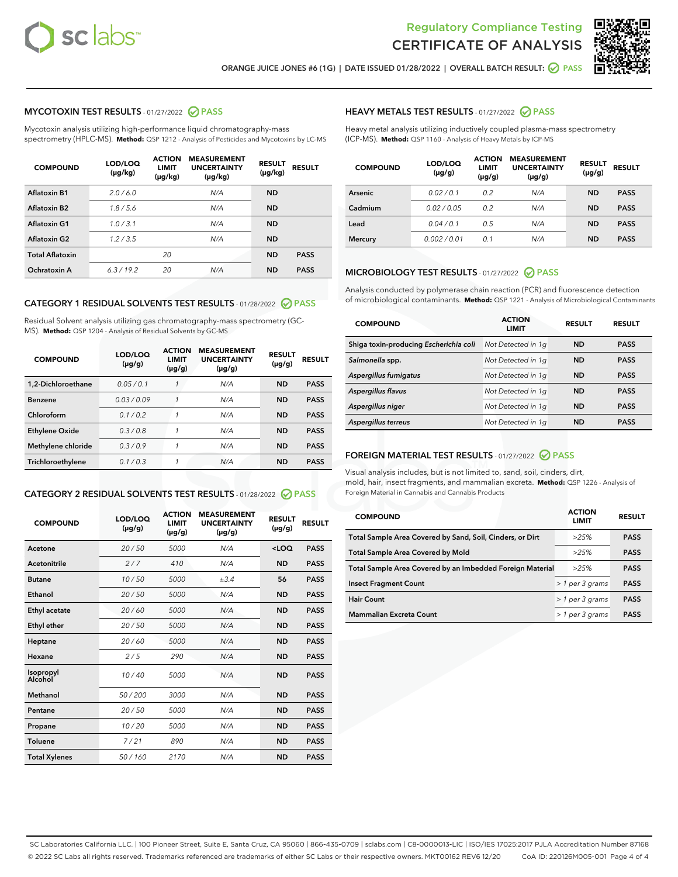Regulatory Compliance Testing

# CERTIFICATE OF ANALYSIS

ORANGE JUICE JONES #6 (1G) | DATE ISSUED 01/28/2022 | OVERALL BATCH RESULT: PASS

## MYCOTOXIN TEST RESULTS - 01/27/2022 PASS

Mycotoxin analysis utilizing high-performance liquid chromatography-mass spectrometry (HPLC-MS). **Method:** QSP 1212 - Analysis of Pesticides and Mycotoxins by LC-MS

| COMPOUND | LOD/LOQ (µg/kg) | ACTION LIMIT (µg/kg) | MEASUREMENT UNCERTAINTY (µg/kg) | RESULT (µg/kg) | RESULT |
|---|---|---|---|---|---|
| Aflatoxin B1 | 2.0 / 6.0 | | N/A | ND | |
| Aflatoxin B2 | 1.8 / 5.6 | | N/A | ND | |
| Aflatoxin G1 | 1.0 / 3.1 | | N/A | ND | |
| Aflatoxin G2 | 1.2 / 3.5 | | N/A | ND | |
| Total Aflatoxin | | 20 | | ND | PASS |
| Ochratoxin A | 6.3 / 19.2 | 20 | N/A | ND | PASS |

## CATEGORY 1 RESIDUAL SOLVENTS TEST RESULTS - 01/28/2022 PASS

Residual Solvent analysis utilizing gas chromatography-mass spectrometry (GC-MS). **Method:** QSP 1204 - Analysis of Residual Solvents by GC-MS

| COMPOUND | LOD/LOQ (µg/g) | ACTION LIMIT (µg/g) | MEASUREMENT UNCERTAINTY (µg/g) | RESULT (µg/g) | RESULT |
|---|---|---|---|---|---|
| 1,2-Dichloroethane | 0.05 / 0.1 | 1 | N/A | ND | PASS |
| Benzene | 0.03 / 0.09 | 1 | N/A | ND | PASS |
| Chloroform | 0.1 / 0.2 | 1 | N/A | ND | PASS |
| Ethylene Oxide | 0.3 / 0.8 | 1 | N/A | ND | PASS |
| Methylene chloride | 0.3 / 0.9 | 1 | N/A | ND | PASS |
| Trichloroethylene | 0.1 / 0.3 | 1 | N/A | ND | PASS |

## CATEGORY 2 RESIDUAL SOLVENTS TEST RESULTS - 01/28/2022 PASS

| COMPOUND | LOD/LOQ (µg/g) | ACTION LIMIT (µg/g) | MEASUREMENT UNCERTAINTY (µg/g) | RESULT (µg/g) | RESULT |
|---|---|---|---|---|---|
| Acetone | 20 / 50 | 5000 | N/A | <LOQ | PASS |
| Acetonitrile | 2 / 7 | 410 | N/A | ND | PASS |
| Butane | 10 / 50 | 5000 | ±3.4 | 56 | PASS |
| Ethanol | 20 / 50 | 5000 | N/A | ND | PASS |
| Ethyl acetate | 20 / 60 | 5000 | N/A | ND | PASS |
| Ethyl ether | 20 / 50 | 5000 | N/A | ND | PASS |
| Heptane | 20 / 60 | 5000 | N/A | ND | PASS |
| Hexane | 2 / 5 | 290 | N/A | ND | PASS |
| Isopropyl Alcohol | 10 / 40 | 5000 | N/A | ND | PASS |
| Methanol | 50 / 200 | 3000 | N/A | ND | PASS |
| Pentane | 20 / 50 | 5000 | N/A | ND | PASS |
| Propane | 10 / 20 | 5000 | N/A | ND | PASS |
| Toluene | 7 / 21 | 890 | N/A | ND | PASS |
| Total Xylenes | 50 / 160 | 2170 | N/A | ND | PASS |

## HEAVY METALS TEST RESULTS - 01/27/2022 PASS

Heavy metal analysis utilizing inductively coupled plasma-mass spectrometry (ICP-MS). **Method:** QSP 1160 - Analysis of Heavy Metals by ICP-MS

| COMPOUND | LOD/LOQ (µg/g) | ACTION LIMIT (µg/g) | MEASUREMENT UNCERTAINTY (µg/g) | RESULT (µg/g) | RESULT |
|---|---|---|---|---|---|
| Arsenic | 0.02 / 0.1 | 0.2 | N/A | ND | PASS |
| Cadmium | 0.02 / 0.05 | 0.2 | N/A | ND | PASS |
| Lead | 0.04 / 0.1 | 0.5 | N/A | ND | PASS |
| Mercury | 0.002 / 0.01 | 0.1 | N/A | ND | PASS |

## MICROBIOLOGY TEST RESULTS - 01/27/2022 PASS

Analysis conducted by polymerase chain reaction (PCR) and fluorescence detection of microbiological contaminants. **Method:** QSP 1221 - Analysis of Microbiological Contaminants

| COMPOUND | ACTION LIMIT | RESULT | RESULT |
|---|---|---|---|
| Shiga toxin-producing *Escherichia coli* | Not Detected in 1g | ND | PASS |
| *Salmonella* spp. | Not Detected in 1g | ND | PASS |
| *Aspergillus fumigatus* | Not Detected in 1g | ND | PASS |
| *Aspergillus flavus* | Not Detected in 1g | ND | PASS |
| *Aspergillus niger* | Not Detected in 1g | ND | PASS |
| *Aspergillus terreus* | Not Detected in 1g | ND | PASS |

## FOREIGN MATERIAL TEST RESULTS - 01/27/2022 PASS

Visual analysis includes, but is not limited to, sand, soil, cinders, dirt, mold, hair, insect fragments, and mammalian excreta. **Method:** QSP 1226 - Analysis of Foreign Material in Cannabis and Cannabis Products

| COMPOUND | ACTION LIMIT | RESULT |
|---|---|---|
| Total Sample Area Covered by Sand, Soil, Cinders, or Dirt | >25% | PASS |
| Total Sample Area Covered by Mold | >25% | PASS |
| Total Sample Area Covered by an Imbedded Foreign Material | >25% | PASS |
| Insect Fragment Count | > 1 per 3 grams | PASS |
| Hair Count | > 1 per 3 grams | PASS |
| Mammalian Excreta Count | > 1 per 3 grams | PASS |

SC Laboratories California LLC. | 100 Pioneer Street, Suite E, Santa Cruz, CA 95060 | 866-435-0709 | sclabs.com | C8-0000013-LIC | ISO/IES 17025:2017 PJLA Accreditation Number 87168
© 2022 SC Labs all rights reserved. Trademarks referenced are trademarks of either SC Labs or their respective owners. MKT00162 REV6 12/20 CoA ID: 220126M005-001